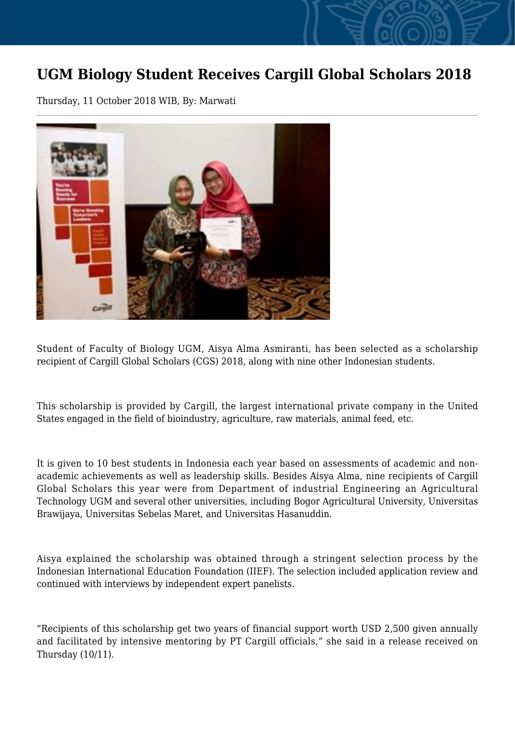# UGM Biology Student Receives Cargill Global Scholars 2018

Thursday, 11 October 2018 WIB, By: Marwati

Student of Faculty of Biology UGM, Aisya Alma Asmiranti, has been selected as a scholarship recipient of Cargill Global Scholars (CGS) 2018, along with nine other Indonesian students.

This scholarship is provided by Cargill, the largest international private company in the United States engaged in the field of bioindustry, agriculture, raw materials, animal feed, etc.

It is given to 10 best students in Indonesia each year based on assessments of academic and non-academic achievements as well as leadership skills. Besides Aisya Alma, nine recipients of Cargill Global Scholars this year were from Department of industrial Engineering an Agricultural Technology UGM and several other universities, including Bogor Agricultural University, Universitas Brawijaya, Universitas Sebelas Maret, and Universitas Hasanuddin.

Aisya explained the scholarship was obtained through a stringent selection process by the Indonesian International Education Foundation (IIEF). The selection included application review and continued with interviews by independent expert panelists.

“Recipients of this scholarship get two years of financial support worth USD 2,500 given annually and facilitated by intensive mentoring by PT Cargill officials,” she said in a release received on Thursday (10/11).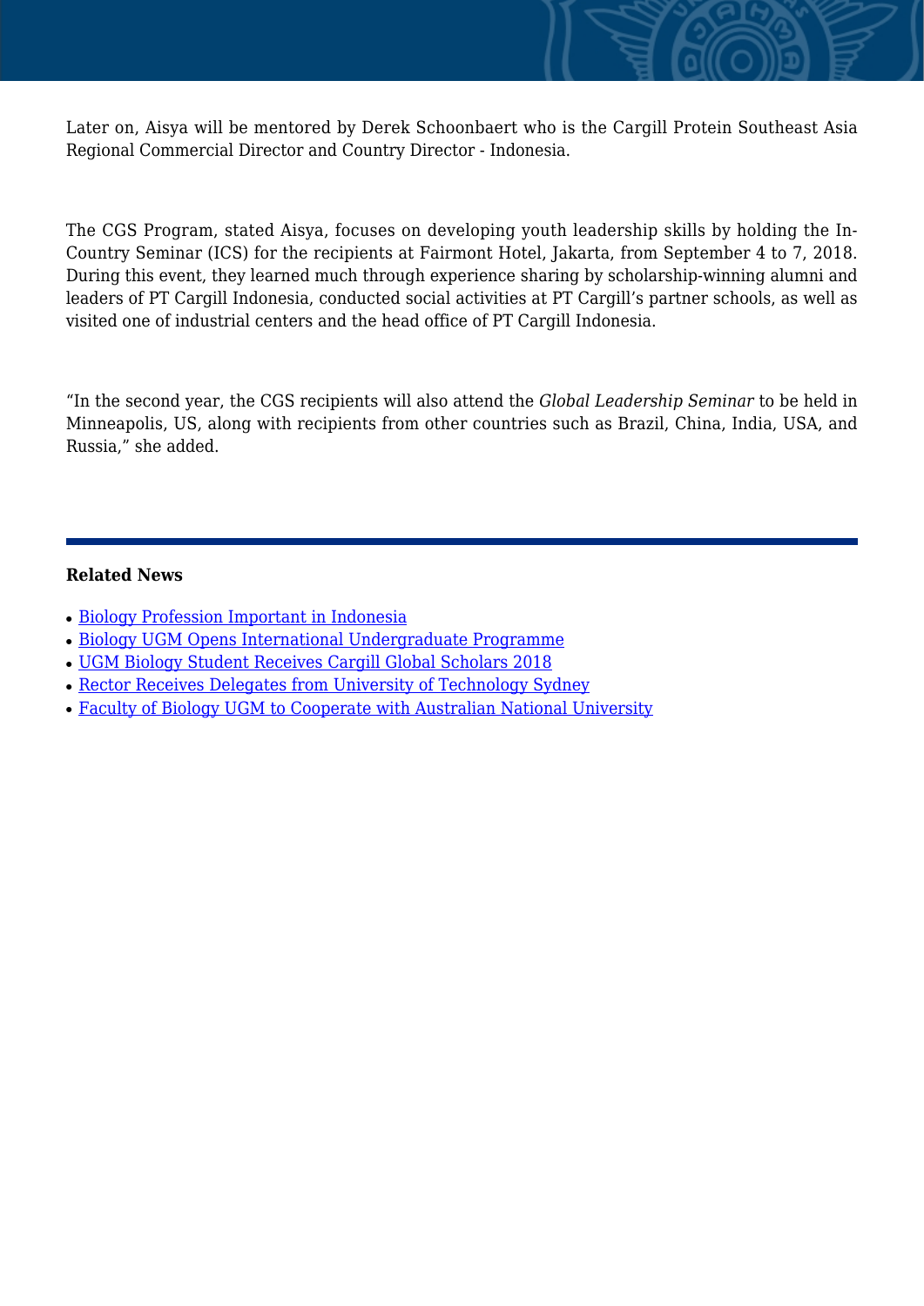Later on, Aisya will be mentored by Derek Schoonbaert who is the Cargill Protein Southeast Asia Regional Commercial Director and Country Director - Indonesia.

The CGS Program, stated Aisya, focuses on developing youth leadership skills by holding the In-Country Seminar (ICS) for the recipients at Fairmont Hotel, Jakarta, from September 4 to 7, 2018. During this event, they learned much through experience sharing by scholarship-winning alumni and leaders of PT Cargill Indonesia, conducted social activities at PT Cargill's partner schools, as well as visited one of industrial centers and the head office of PT Cargill Indonesia.

"In the second year, the CGS recipients will also attend the *Global Leadership Seminar* to be held in Minneapolis, US, along with recipients from other countries such as Brazil, China, India, USA, and Russia," she added.

---

**Related News**

- Biology Profession Important in Indonesia
- Biology UGM Opens International Undergraduate Programme
- UGM Biology Student Receives Cargill Global Scholars 2018
- Rector Receives Delegates from University of Technology Sydney
- Faculty of Biology UGM to Cooperate with Australian National University